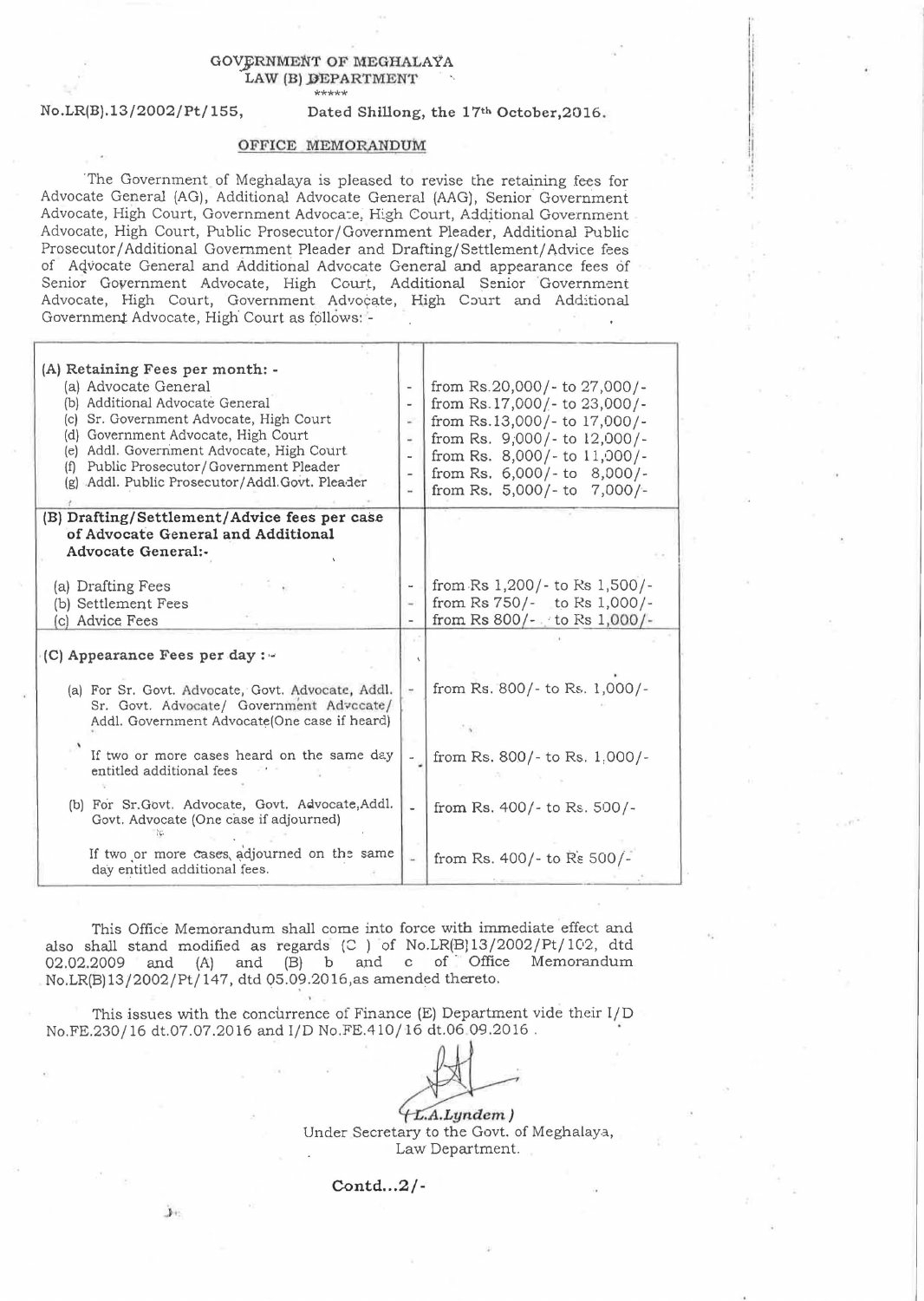GOVERNMENT OF MEGHALAYA
LAW (B) DEPARTMENT

\*\*\*\*\*

No.LR(B).13/2002/Pt/155, Dated Shillong, the 17th October,2016.

## OFFICE MEMORANDUM

The Government of Meghalaya is pleased to revise the retaining fees for Advocate General (AG), Additional Advocate General (AAG), Senior Government Advocate, High Court, Government Advocate, High Court, Additional Government Advocate, High Court, Public Prosecutor/Government Pleader, Additional Public Prosecutor/Additional Government Pleader and Drafting/Settlement/Advice fees of Advocate General and Additional Advocate General and appearance fees of Senior Government Advocate, High Court, Additional Senior Government Advocate, High Court, Government Advocate, High Court and Additional Government Advocate, High Court as follows: -

| | | |
|---|---|---|
| **(A) Retaining Fees per month: -** | | |
| (a) Advocate General | - | from Rs.20,000/- to 27,000/- |
| (b) Additional Advocate General | - | from Rs.17,000/- to 23,000/- |
| (c) Sr. Government Advocate, High Court | - | from Rs.13,000/- to 17,000/- |
| (d) Government Advocate, High Court | - | from Rs. 9,000/- to 12,000/- |
| (e) Addl. Government Advocate, High Court | - | from Rs. 8,000/- to 11,000/- |
| (f) Public Prosecutor/Government Pleader | - | from Rs. 6,000/- to 8,000/- |
| (g) Addl. Public Prosecutor/Addl.Govt. Pleader | - | from Rs. 5,000/- to 7,000/- |
| **(B) Drafting/Settlement/Advice fees per case of Advocate General and Additional Advocate General:-** | | |
| (a) Drafting Fees | - | from Rs 1,200/- to Rs 1,500/- |
| (b) Settlement Fees | - | from Rs 750/- to Rs 1,000/- |
| (c) Advice Fees | - | from Rs 800/- to Rs 1,000/- |
| **(C) Appearance Fees per day : -** | | |
| (a) For Sr. Govt. Advocate, Govt. Advocate, Addl. Sr. Govt. Advocate/ Government Advocate/ Addl. Government Advocate(One case if heard) | - | from Rs. 800/- to Rs. 1,000/- |
| If two or more cases heard on the same day entitled additional fees | - | from Rs. 800/- to Rs. 1,000/- |
| (b) For Sr.Govt. Advocate, Govt. Advocate,Addl. Govt. Advocate (One case if adjourned) | - | from Rs. 400/- to Rs. 500/- |
| If two or more cases adjourned on the same day entitled additional fees. | - | from Rs. 400/- to Rs 500/- |

This Office Memorandum shall come into force with immediate effect and also shall stand modified as regards (C ) of No.LR(B)13/2002/Pt/102, dtd 02.02.2009 and (A) and (B) b and c of Office Memorandum No.LR(B)13/2002/Pt/147, dtd 05.09.2016,as amended thereto.

This issues with the concurrence of Finance (E) Department vide their I/D No.FE.230/16 dt.07.07.2016 and I/D No.FE.410/16 dt.06.09.2016 .

( L.A.Lyndem )
Under Secretary to the Govt. of Meghalaya,
Law Department.

Contd...2/-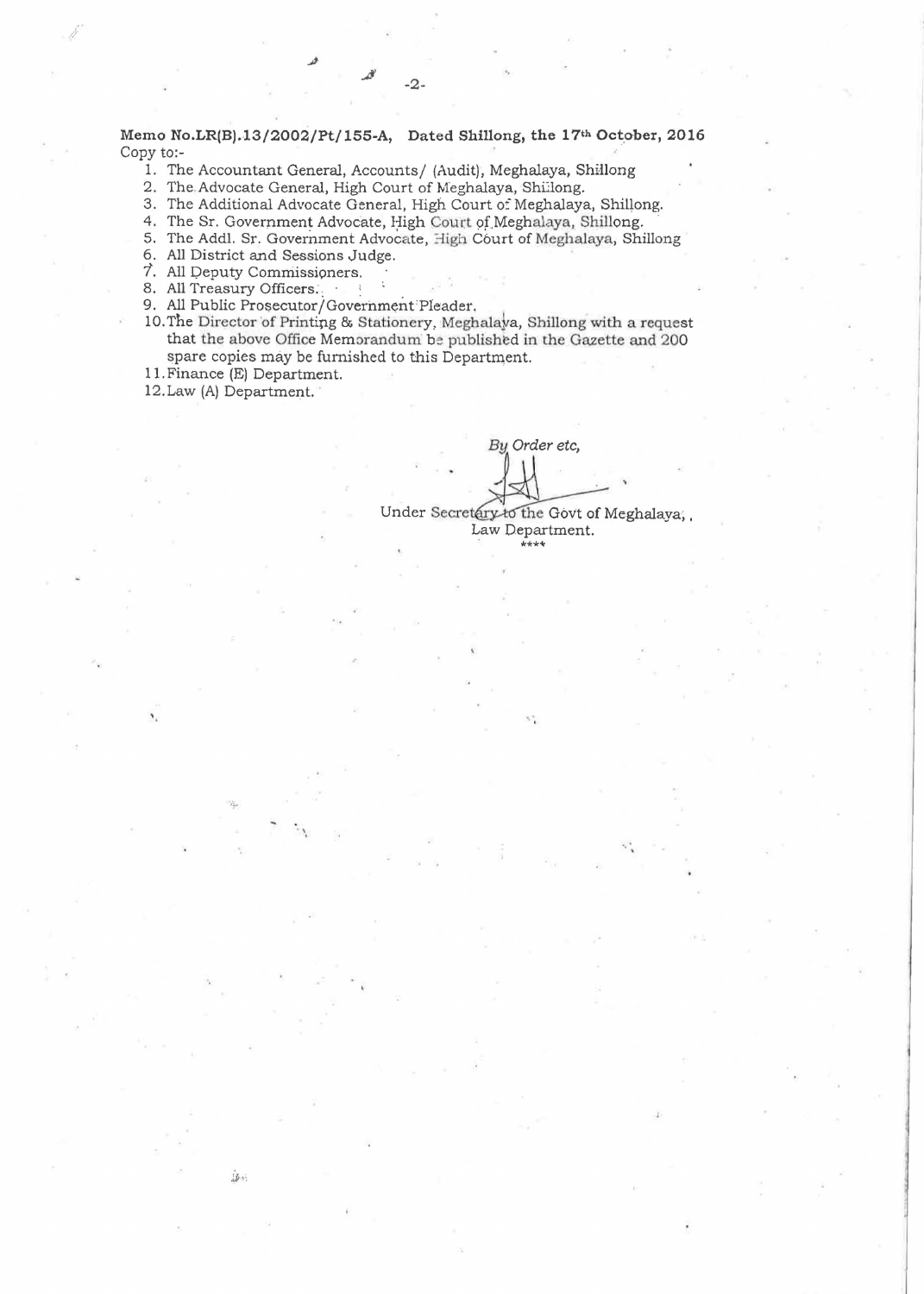**Memo No.LR(B).13/2002/Pt/155-A, Dated Shillong, the 17th October, 2016**

Copy to:-

1. The Accountant General, Accounts/ (Audit), Meghalaya, Shillong
2. The Advocate General, High Court of Meghalaya, Shillong.
3. The Additional Advocate General, High Court of Meghalaya, Shillong.
4. The Sr. Government Advocate, High Court of Meghalaya, Shillong.
5. The Addl. Sr. Government Advocate, High Court of Meghalaya, Shillong
6. All District and Sessions Judge.
7. All Deputy Commissioners.
8. All Treasury Officers.
9. All Public Prosecutor/Government Pleader.
10. The Director of Printing & Stationery, Meghalaya, Shillong with a request that the above Office Memorandum be published in the Gazette and 200 spare copies may be furnished to this Department.
11. Finance (E) Department.
12. Law (A) Department.

*By Order etc,*

Under Secretary to the Govt of Meghalaya,
Law Department.

\*\*\*\*